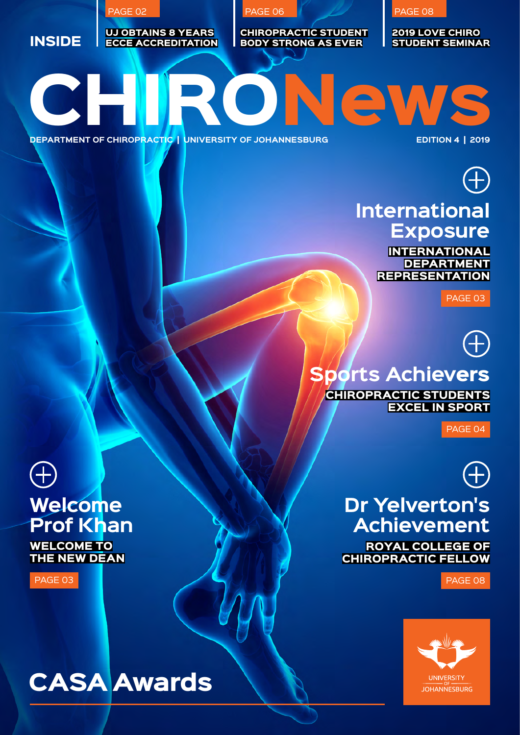**INSIDE**

PAGE 02
**UJ OBTAINS 8 YEARS ECCE ACCREDITATION**

PAGE 06
**CHIROPRACTIC STUDENT BODY STRONG AS EVER**

PAGE 08
**2019 LOVE CHIRO STUDENT SEMINAR**

# CHIRONews

DEPARTMENT OF CHIROPRACTIC | UNIVERSITY OF JOHANNESBURG

EDITION 4 | 2019

## International Exposure

**INTERNATIONAL DEPARTMENT REPRESENTATION**

PAGE 03

## Sports Achievers

**CHIROPRACTIC STUDENTS EXCEL IN SPORT**

PAGE 04

## Welcome Prof Khan

**WELCOME TO THE NEW DEAN**

PAGE 03

## Dr Yelverton's Achievement

**ROYAL COLLEGE OF CHIROPRACTIC FELLOW**

PAGE 08

## CASA Awards

UNIVERSITY OF JOHANNESBURG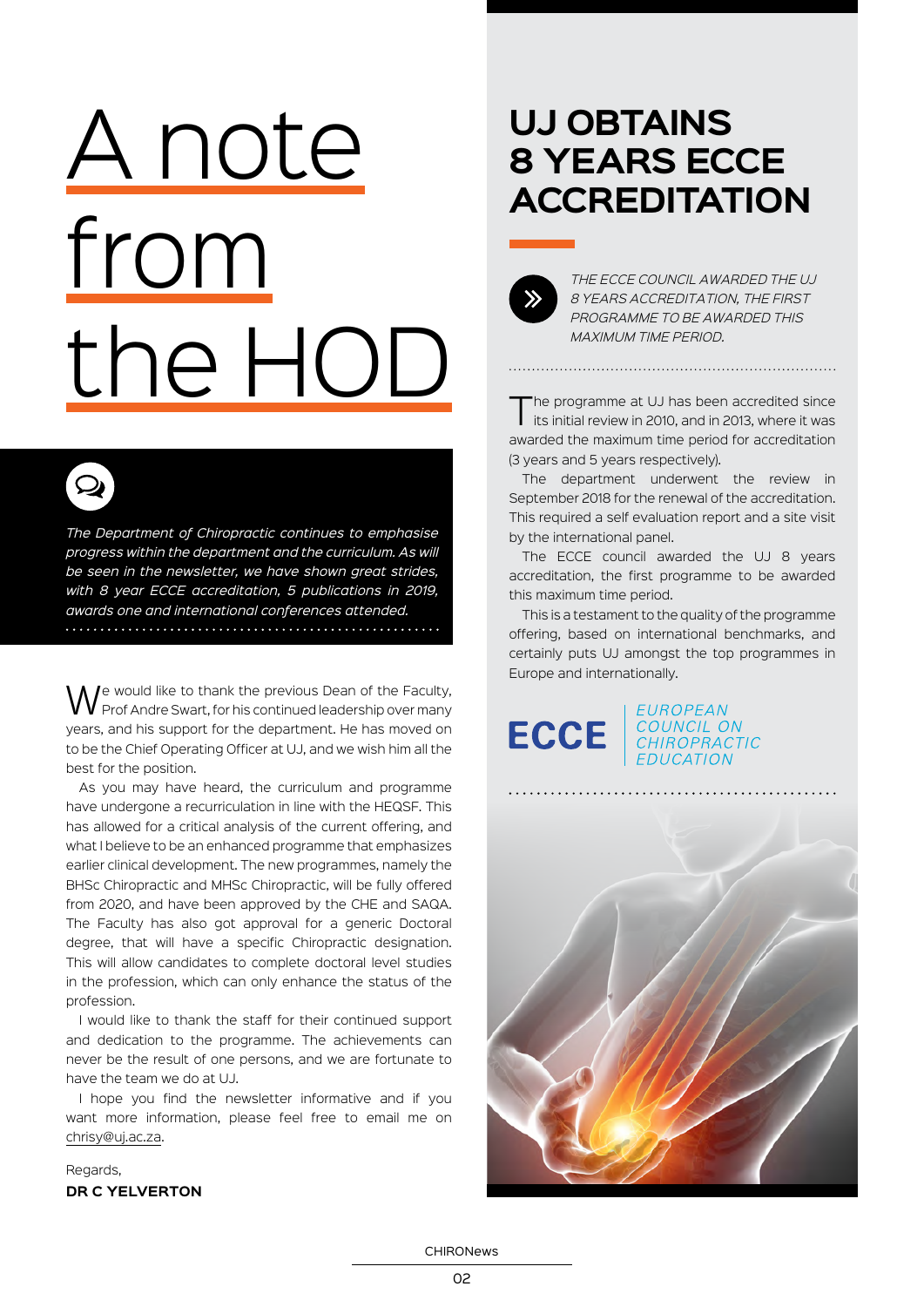# A note from the HOD

*The Department of Chiropractic continues to emphasise progress within the department and the curriculum. As will be seen in the newsletter, we have shown great strides, with 8 year ECCE accreditation, 5 publications in 2019, awards one and international conferences attended.*

We would like to thank the previous Dean of the Faculty, Prof Andre Swart, for his continued leadership over many years, and his support for the department. He has moved on to be the Chief Operating Officer at UJ, and we wish him all the best for the position.

As you may have heard, the curriculum and programme have undergone a recurriculation in line with the HEQSF. This has allowed for a critical analysis of the current offering, and what I believe to be an enhanced programme that emphasizes earlier clinical development. The new programmes, namely the BHSc Chiropractic and MHSc Chiropractic, will be fully offered from 2020, and have been approved by the CHE and SAQA. The Faculty has also got approval for a generic Doctoral degree, that will have a specific Chiropractic designation. This will allow candidates to complete doctoral level studies in the profession, which can only enhance the status of the profession.

I would like to thank the staff for their continued support and dedication to the programme. The achievements can never be the result of one persons, and we are fortunate to have the team we do at UJ.

I hope you find the newsletter informative and if you want more information, please feel free to email me on chrisy@uj.ac.za.

Regards,
**DR C YELVERTON**

## UJ OBTAINS 8 YEARS ECCE ACCREDITATION

*THE ECCE COUNCIL AWARDED THE UJ 8 YEARS ACCREDITATION, THE FIRST PROGRAMME TO BE AWARDED THIS MAXIMUM TIME PERIOD.*

The programme at UJ has been accredited since its initial review in 2010, and in 2013, where it was awarded the maximum time period for accreditation (3 years and 5 years respectively).

The department underwent the review in September 2018 for the renewal of the accreditation. This required a self evaluation report and a site visit by the international panel.

The ECCE council awarded the UJ 8 years accreditation, the first programme to be awarded this maximum time period.

This is a testament to the quality of the programme offering, based on international benchmarks, and certainly puts UJ amongst the top programmes in Europe and internationally.

ECCE | EUROPEAN COUNCIL ON CHIROPRACTIC EDUCATION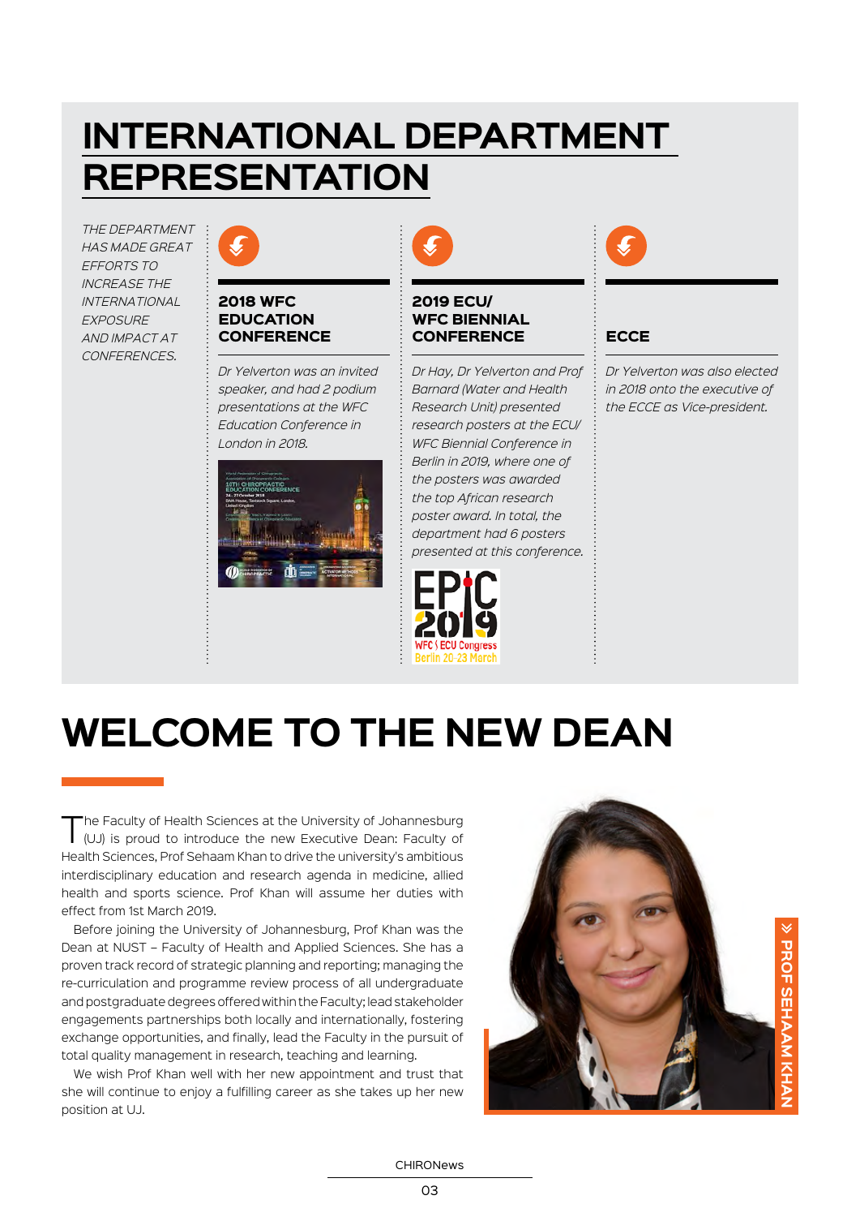# INTERNATIONAL DEPARTMENT REPRESENTATION

*THE DEPARTMENT HAS MADE GREAT EFFORTS TO INCREASE THE INTERNATIONAL EXPOSURE AND IMPACT AT CONFERENCES.*

### 2018 WFC EDUCATION CONFERENCE

*Dr Yelverton was an invited speaker, and had 2 podium presentations at the WFC Education Conference in London in 2018.*

### 2019 ECU/ WFC BIENNIAL CONFERENCE

*Dr Hay, Dr Yelverton and Prof Barnard (Water and Health Research Unit) presented research posters at the ECU/ WFC Biennial Conference in Berlin in 2019, where one of the posters was awarded the top African research poster award. In total, the department had 6 posters presented at this conference.*

### ECCE

*Dr Yelverton was also elected in 2018 onto the executive of the ECCE as Vice-president.*

# WELCOME TO THE NEW DEAN

The Faculty of Health Sciences at the University of Johannesburg (UJ) is proud to introduce the new Executive Dean: Faculty of Health Sciences, Prof Sehaam Khan to drive the university's ambitious interdisciplinary education and research agenda in medicine, allied health and sports science. Prof Khan will assume her duties with effect from 1st March 2019.

Before joining the University of Johannesburg, Prof Khan was the Dean at NUST – Faculty of Health and Applied Sciences. She has a proven track record of strategic planning and reporting; managing the re-curriculation and programme review process of all undergraduate and postgraduate degrees offered within the Faculty; lead stakeholder engagements partnerships both locally and internationally, fostering exchange opportunities, and finally, lead the Faculty in the pursuit of total quality management in research, teaching and learning.

We wish Prof Khan well with her new appointment and trust that she will continue to enjoy a fulfilling career as she takes up her new position at UJ.

» PROF SEHAAM KHAN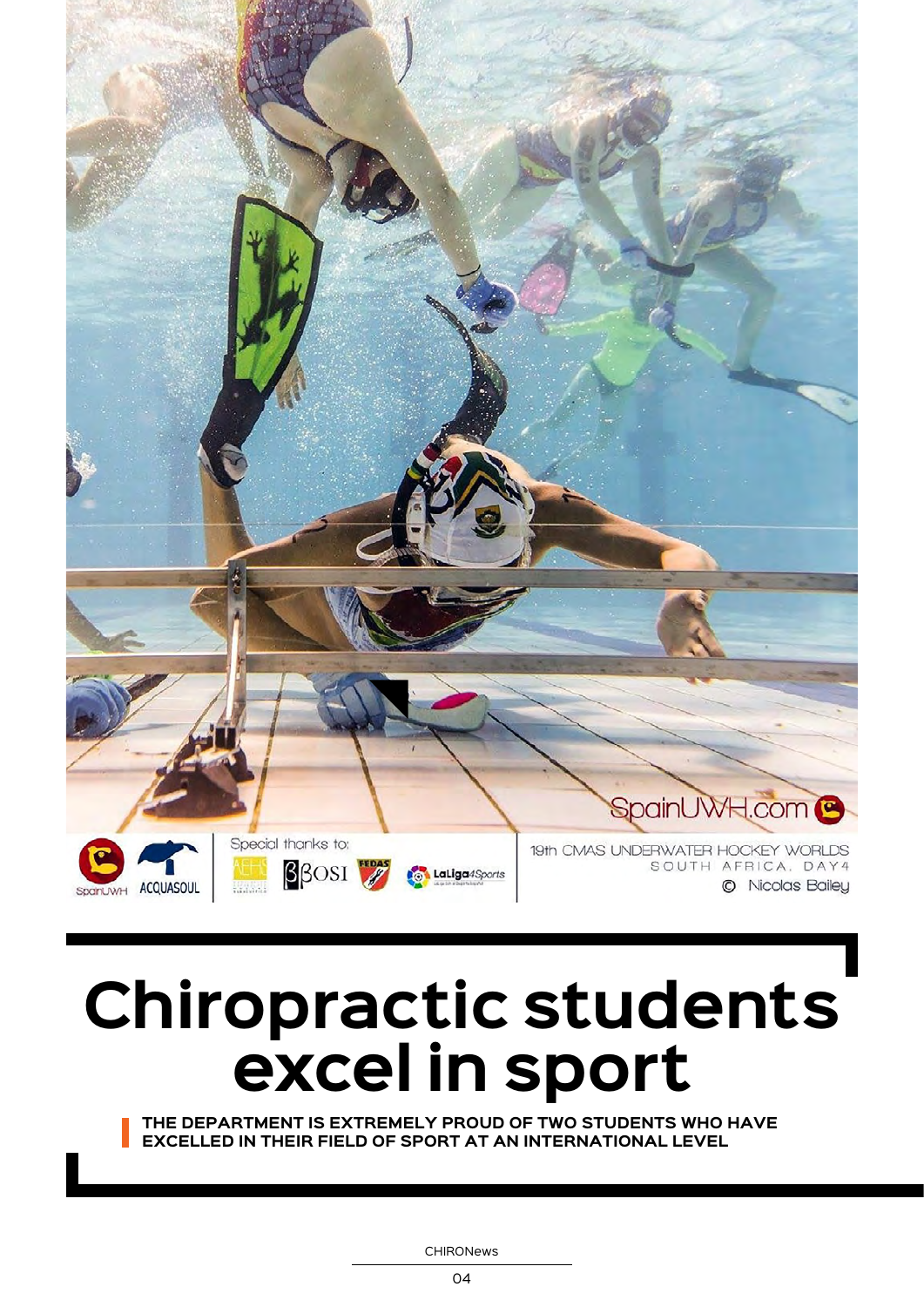SpainUWH.com

Special thanks to:

19th CMAS UNDERWATER HOCKEY WORLDS
SOUTH AFRICA, DAY4
© Nicolas Bailey

# Chiropractic students excel in sport

**THE DEPARTMENT IS EXTREMELY PROUD OF TWO STUDENTS WHO HAVE EXCELLED IN THEIR FIELD OF SPORT AT AN INTERNATIONAL LEVEL**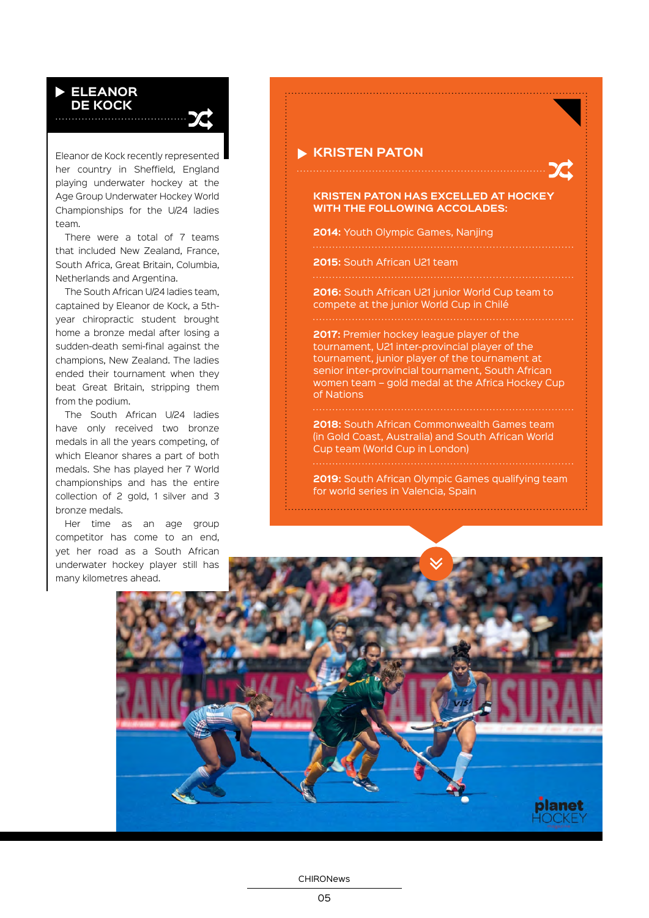## ELEANOR DE KOCK

Eleanor de Kock recently represented her country in Sheffield, England playing underwater hockey at the Age Group Underwater Hockey World Championships for the U/24 ladies team.

There were a total of 7 teams that included New Zealand, France, South Africa, Great Britain, Columbia, Netherlands and Argentina.

The South African U/24 ladies team, captained by Eleanor de Kock, a 5th-year chiropractic student brought home a bronze medal after losing a sudden-death semi-final against the champions, New Zealand. The ladies ended their tournament when they beat Great Britain, stripping them from the podium.

The South African U/24 ladies have only received two bronze medals in all the years competing, of which Eleanor shares a part of both medals. She has played her 7 World championships and has the entire collection of 2 gold, 1 silver and 3 bronze medals.

Her time as an age group competitor has come to an end, yet her road as a South African underwater hockey player still has many kilometres ahead.

## KRISTEN PATON

**KRISTEN PATON HAS EXCELLED AT HOCKEY WITH THE FOLLOWING ACCOLADES:**

**2014:** Youth Olympic Games, Nanjing

**2015:** South African U21 team

**2016:** South African U21 junior World Cup team to compete at the junior World Cup in Chilé

**2017:** Premier hockey league player of the tournament, U21 inter-provincial player of the tournament, junior player of the tournament at senior inter-provincial tournament, South African women team – gold medal at the Africa Hockey Cup of Nations

**2018:** South African Commonwealth Games team (in Gold Coast, Australia) and South African World Cup team (World Cup in London)

**2019:** South African Olympic Games qualifying team for world series in Valencia, Spain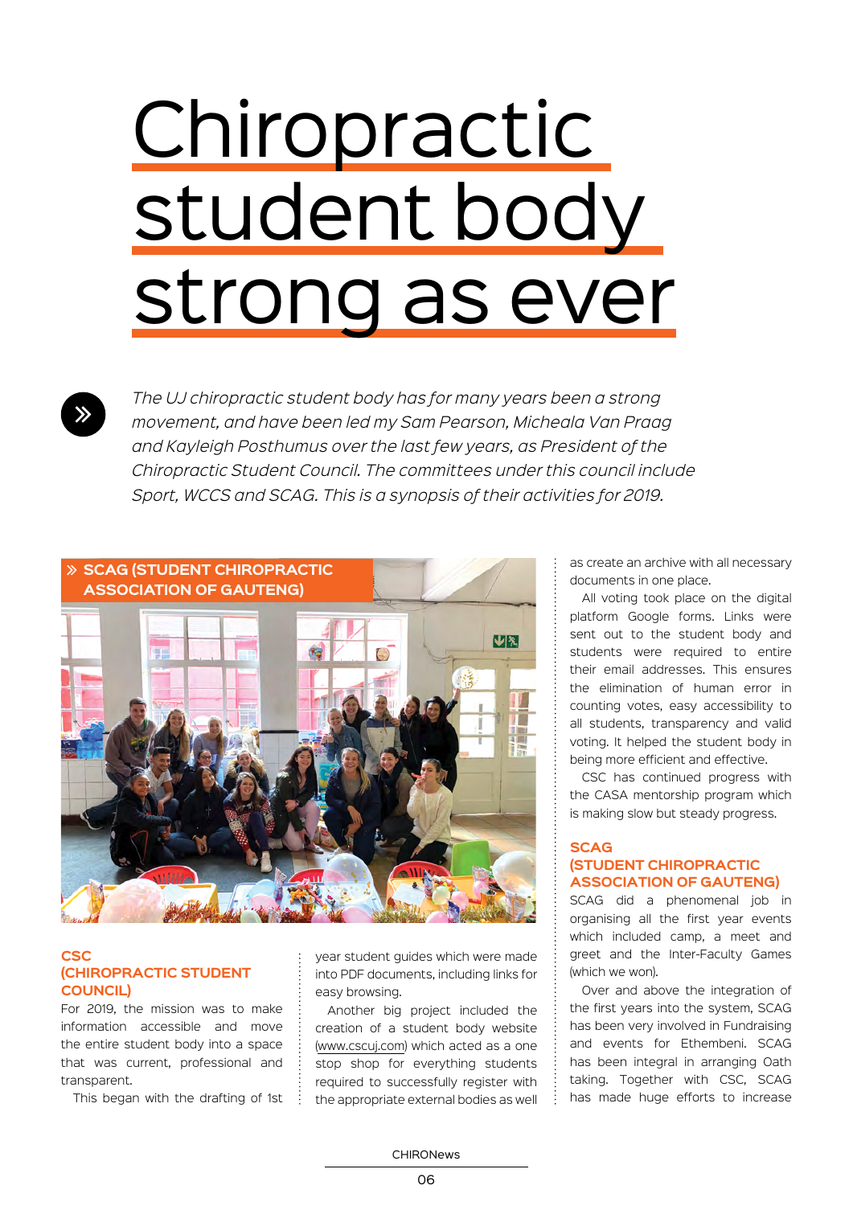# Chiropractic student body strong as ever

*The UJ chiropractic student body has for many years been a strong movement, and have been led my Sam Pearson, Micheala Van Praag and Kayleigh Posthumus over the last few years, as President of the Chiropractic Student Council. The committees under this council include Sport, WCCS and SCAG. This is a synopsis of their activities for 2019.*

» SCAG (STUDENT CHIROPRACTIC ASSOCIATION OF GAUTENG)

### CSC (CHIROPRACTIC STUDENT COUNCIL)

For 2019, the mission was to make information accessible and move the entire student body into a space that was current, professional and transparent.

This began with the drafting of 1st year student guides which were made into PDF documents, including links for easy browsing.

Another big project included the creation of a student body website (www.cscuj.com) which acted as a one stop shop for everything students required to successfully register with the appropriate external bodies as well as create an archive with all necessary documents in one place.

All voting took place on the digital platform Google forms. Links were sent out to the student body and students were required to entire their email addresses. This ensures the elimination of human error in counting votes, easy accessibility to all students, transparency and valid voting. It helped the student body in being more efficient and effective.

CSC has continued progress with the CASA mentorship program which is making slow but steady progress.

### SCAG (STUDENT CHIROPRACTIC ASSOCIATION OF GAUTENG)

SCAG did a phenomenal job in organising all the first year events which included camp, a meet and greet and the Inter-Faculty Games (which we won).

Over and above the integration of the first years into the system, SCAG has been very involved in Fundraising and events for Ethembeni. SCAG has been integral in arranging Oath taking. Together with CSC, SCAG has made huge efforts to increase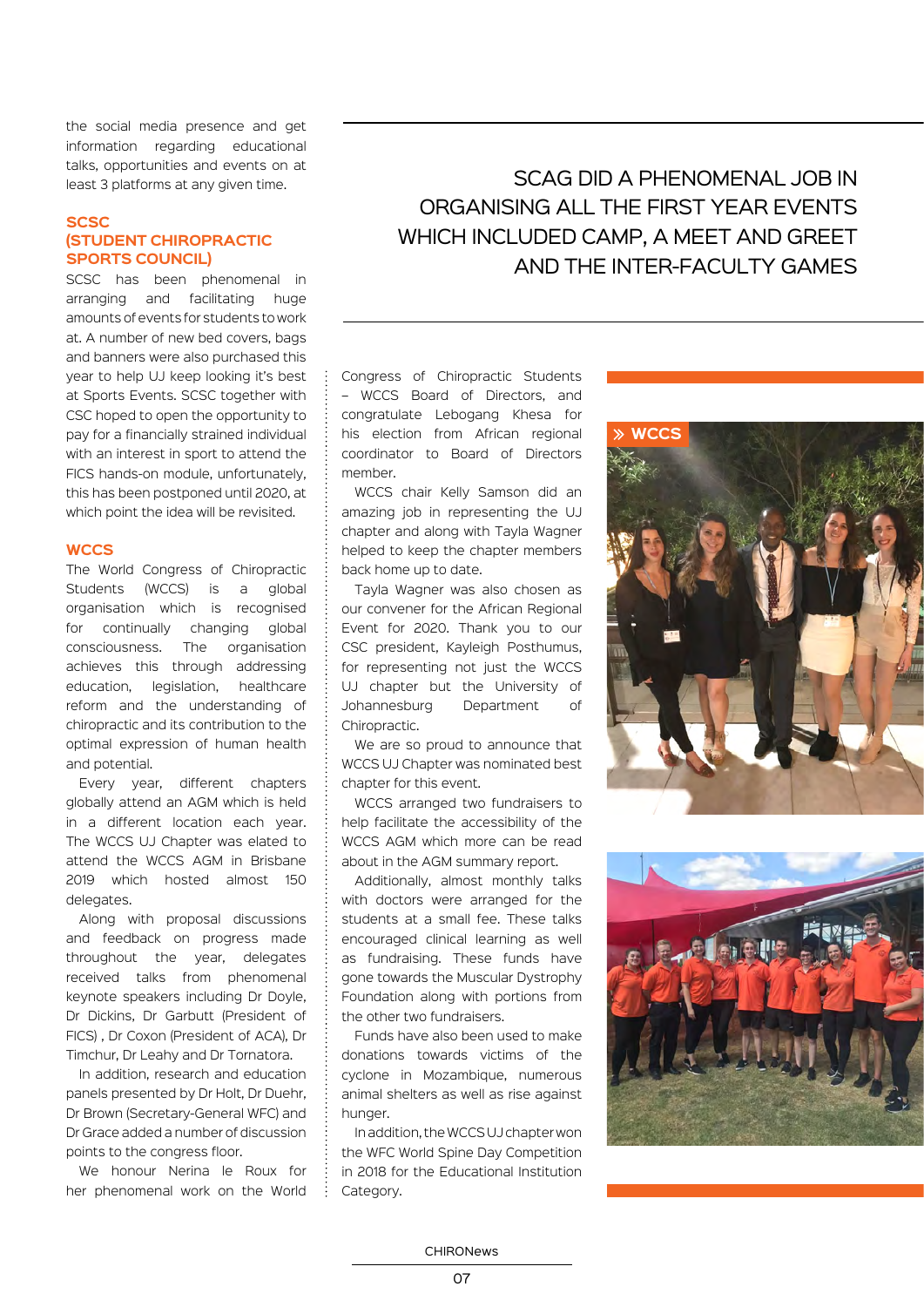the social media presence and get information regarding educational talks, opportunities and events on at least 3 platforms at any given time.

## SCSC (STUDENT CHIROPRACTIC SPORTS COUNCIL)

SCSC has been phenomenal in arranging and facilitating huge amounts of events for students to work at. A number of new bed covers, bags and banners were also purchased this year to help UJ keep looking it's best at Sports Events. SCSC together with CSC hoped to open the opportunity to pay for a financially strained individual with an interest in sport to attend the FICS hands-on module, unfortunately, this has been postponed until 2020, at which point the idea will be revisited.

> SCAG DID A PHENOMENAL JOB IN ORGANISING ALL THE FIRST YEAR EVENTS WHICH INCLUDED CAMP, A MEET AND GREET AND THE INTER-FACULTY GAMES

## WCCS

The World Congress of Chiropractic Students (WCCS) is a global organisation which is recognised for continually changing global consciousness. The organisation achieves this through addressing education, legislation, healthcare reform and the understanding of chiropractic and its contribution to the optimal expression of human health and potential.

Every year, different chapters globally attend an AGM which is held in a different location each year. The WCCS UJ Chapter was elated to attend the WCCS AGM in Brisbane 2019 which hosted almost 150 delegates.

Along with proposal discussions and feedback on progress made throughout the year, delegates received talks from phenomenal keynote speakers including Dr Doyle, Dr Dickins, Dr Garbutt (President of FICS) , Dr Coxon (President of ACA), Dr Timchur, Dr Leahy and Dr Tornatora.

In addition, research and education panels presented by Dr Holt, Dr Duehr, Dr Brown (Secretary-General WFC) and Dr Grace added a number of discussion points to the congress floor.

We honour Nerina le Roux for her phenomenal work on the World Congress of Chiropractic Students – WCCS Board of Directors, and congratulate Lebogang Khesa for his election from African regional coordinator to Board of Directors member.

WCCS chair Kelly Samson did an amazing job in representing the UJ chapter and along with Tayla Wagner helped to keep the chapter members back home up to date.

Tayla Wagner was also chosen as our convener for the African Regional Event for 2020. Thank you to our CSC president, Kayleigh Posthumus, for representing not just the WCCS UJ chapter but the University of Johannesburg Department of Chiropractic.

We are so proud to announce that WCCS UJ Chapter was nominated best chapter for this event.

WCCS arranged two fundraisers to help facilitate the accessibility of the WCCS AGM which more can be read about in the AGM summary report.

Additionally, almost monthly talks with doctors were arranged for the students at a small fee. These talks encouraged clinical learning as well as fundraising. These funds have gone towards the Muscular Dystrophy Foundation along with portions from the other two fundraisers.

Funds have also been used to make donations towards victims of the cyclone in Mozambique, numerous animal shelters as well as rise against hunger.

In addition, the WCCS UJ chapter won the WFC World Spine Day Competition in 2018 for the Educational Institution Category.

» WCCS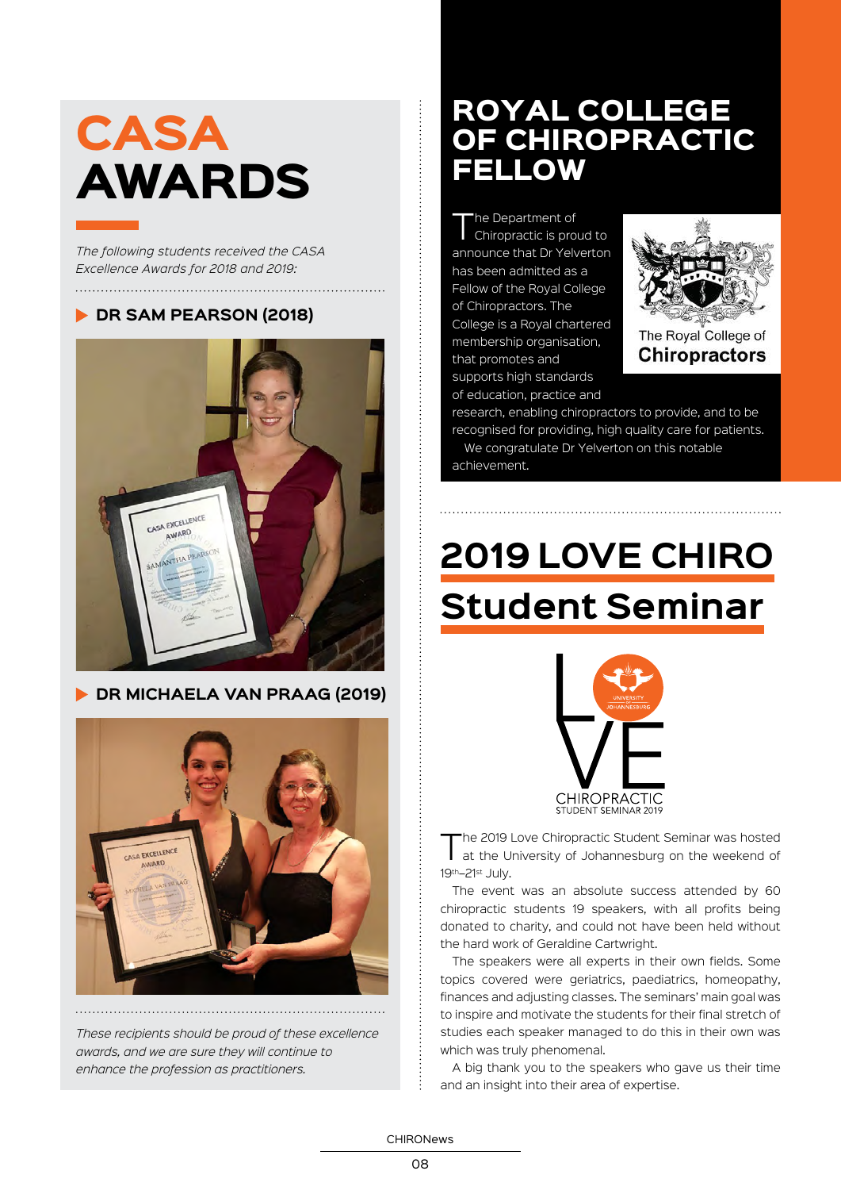# CASA AWARDS

*The following students received the CASA Excellence Awards for 2018 and 2019:*

### DR SAM PEARSON (2018)

### DR MICHAELA VAN PRAAG (2019)

*These recipients should be proud of these excellence awards, and we are sure they will continue to enhance the profession as practitioners.*

# ROYAL COLLEGE OF CHIROPRACTIC FELLOW

The Department of Chiropractic is proud to announce that Dr Yelverton has been admitted as a Fellow of the Royal College of Chiropractors. The College is a Royal chartered membership organisation, that promotes and supports high standards of education, practice and research, enabling chiropractors to provide, and to be recognised for providing, high quality care for patients.

We congratulate Dr Yelverton on this notable achievement.

The Royal College of Chiropractors

# 2019 LOVE CHIRO Student Seminar

LOVE CHIROPRACTIC STUDENT SEMINAR 2019

UNIVERSITY OF JOHANNESBURG

The 2019 Love Chiropractic Student Seminar was hosted at the University of Johannesburg on the weekend of 19th–21st July.

The event was an absolute success attended by 60 chiropractic students 19 speakers, with all profits being donated to charity, and could not have been held without the hard work of Geraldine Cartwright.

The speakers were all experts in their own fields. Some topics covered were geriatrics, paediatrics, homeopathy, finances and adjusting classes. The seminars' main goal was to inspire and motivate the students for their final stretch of studies each speaker managed to do this in their own was which was truly phenomenal.

A big thank you to the speakers who gave us their time and an insight into their area of expertise.